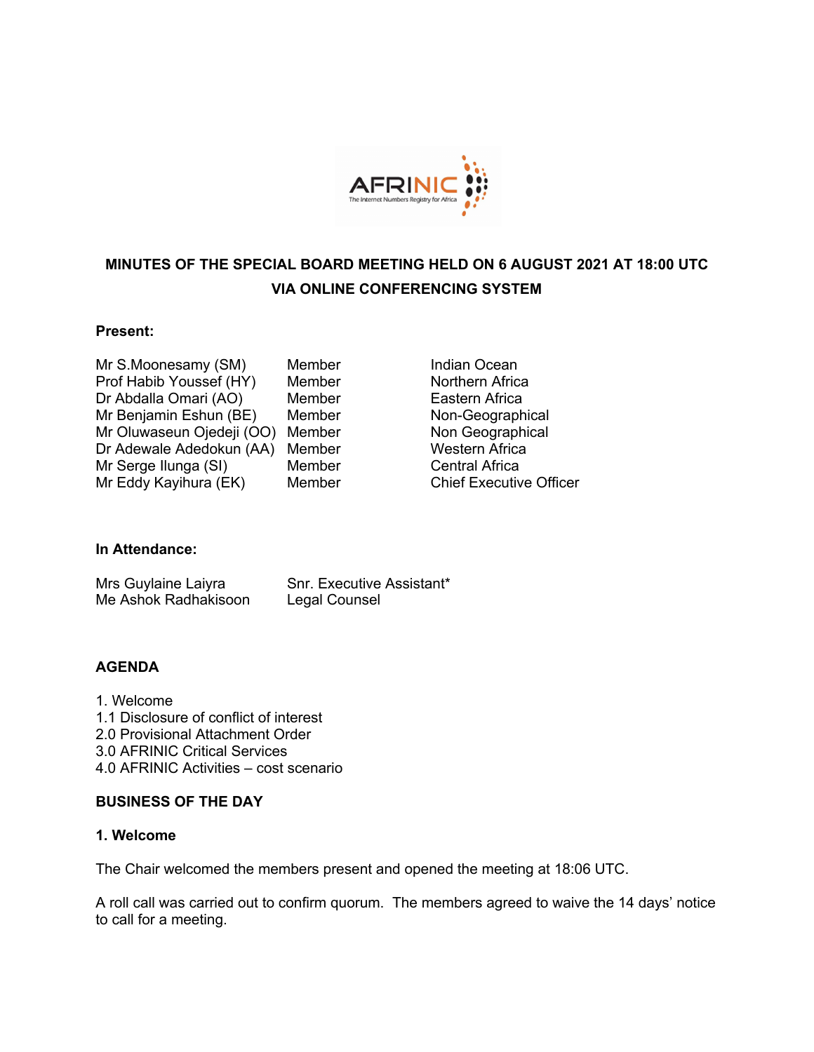**MINUTES OF THE SPECIAL BOARD MEETING HELD ON 6 AUGUST 2021 AT 18:00 UTC VIA ONLINE CONFERENCING SYSTEM**

**Present:**

| | | |
|---|---|---|
| Mr S.Moonesamy (SM) | Member | Indian Ocean |
| Prof Habib Youssef (HY) | Member | Northern Africa |
| Dr Abdalla Omari (AO) | Member | Eastern Africa |
| Mr Benjamin Eshun (BE) | Member | Non-Geographical |
| Mr Oluwaseun Ojedeji (OO) | Member | Non Geographical |
| Dr Adewale Adedokun (AA) | Member | Western Africa |
| Mr Serge Ilunga (SI) | Member | Central Africa |
| Mr Eddy Kayihura (EK) | Member | Chief Executive Officer |

**In Attendance:**

| | |
|---|---|
| Mrs Guylaine Laiyra | Snr. Executive Assistant* |
| Me Ashok Radhakisoon | Legal Counsel |

**AGENDA**

1. Welcome
1.1 Disclosure of conflict of interest
2.0 Provisional Attachment Order
3.0 AFRINIC Critical Services
4.0 AFRINIC Activities – cost scenario

**BUSINESS OF THE DAY**

**1. Welcome**

The Chair welcomed the members present and opened the meeting at 18:06 UTC.

A roll call was carried out to confirm quorum. The members agreed to waive the 14 days' notice to call for a meeting.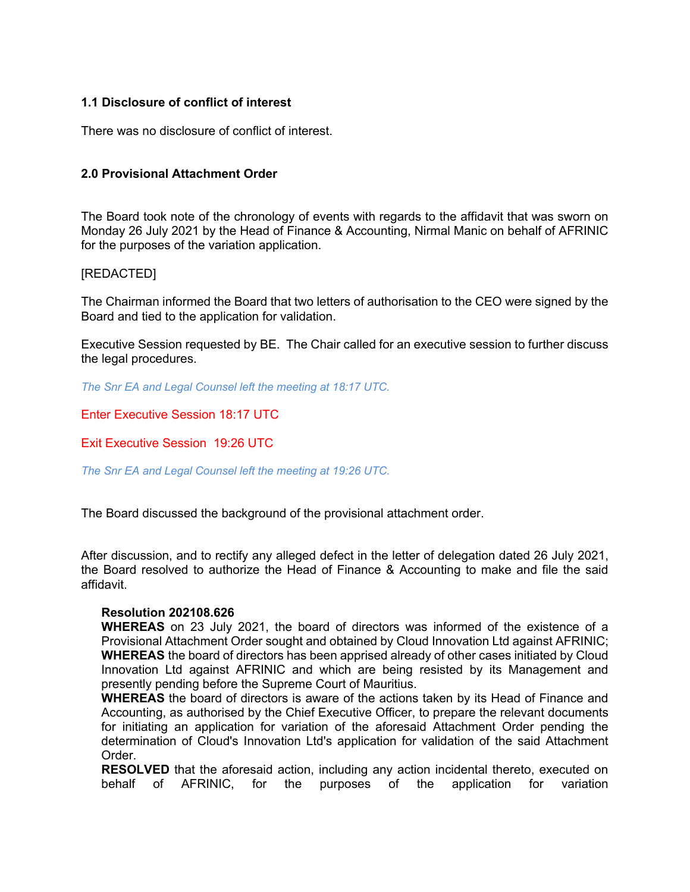### 1.1 Disclosure of conflict of interest

There was no disclosure of conflict of interest.

### 2.0 Provisional Attachment Order

The Board took note of the chronology of events with regards to the affidavit that was sworn on Monday 26 July 2021 by the Head of Finance & Accounting, Nirmal Manic on behalf of AFRINIC for the purposes of the variation application.

[REDACTED]

The Chairman informed the Board that two letters of authorisation to the CEO were signed by the Board and tied to the application for validation.

Executive Session requested by BE. The Chair called for an executive session to further discuss the legal procedures.

*The Snr EA and Legal Counsel left the meeting at 18:17 UTC.*

Enter Executive Session 18:17 UTC

Exit Executive Session 19:26 UTC

*The Snr EA and Legal Counsel left the meeting at 19:26 UTC.*

The Board discussed the background of the provisional attachment order.

After discussion, and to rectify any alleged defect in the letter of delegation dated 26 July 2021, the Board resolved to authorize the Head of Finance & Accounting to make and file the said affidavit.

**Resolution 202108.626**
**WHEREAS** on 23 July 2021, the board of directors was informed of the existence of a Provisional Attachment Order sought and obtained by Cloud Innovation Ltd against AFRINIC;
**WHEREAS** the board of directors has been apprised already of other cases initiated by Cloud Innovation Ltd against AFRINIC and which are being resisted by its Management and presently pending before the Supreme Court of Mauritius.
**WHEREAS** the board of directors is aware of the actions taken by its Head of Finance and Accounting, as authorised by the Chief Executive Officer, to prepare the relevant documents for initiating an application for variation of the aforesaid Attachment Order pending the determination of Cloud's Innovation Ltd's application for validation of the said Attachment Order.
**RESOLVED** that the aforesaid action, including any action incidental thereto, executed on behalf of AFRINIC, for the purposes of the application for variation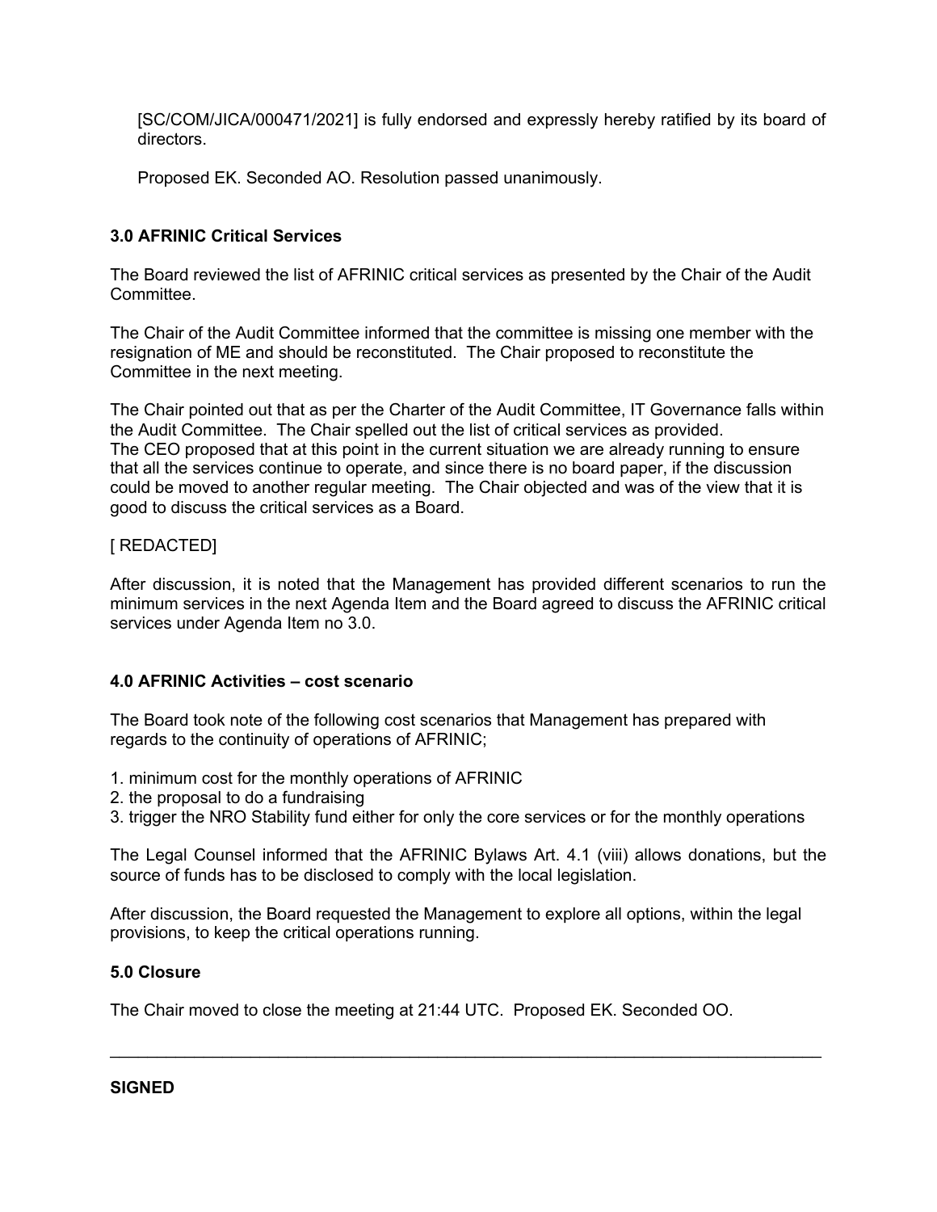[SC/COM/JICA/000471/2021] is fully endorsed and expressly hereby ratified by its board of directors.

Proposed EK. Seconded AO. Resolution passed unanimously.

### 3.0 AFRINIC Critical Services

The Board reviewed the list of AFRINIC critical services as presented by the Chair of the Audit Committee.

The Chair of the Audit Committee informed that the committee is missing one member with the resignation of ME and should be reconstituted. The Chair proposed to reconstitute the Committee in the next meeting.

The Chair pointed out that as per the Charter of the Audit Committee, IT Governance falls within the Audit Committee. The Chair spelled out the list of critical services as provided.
The CEO proposed that at this point in the current situation we are already running to ensure that all the services continue to operate, and since there is no board paper, if the discussion could be moved to another regular meeting. The Chair objected and was of the view that it is good to discuss the critical services as a Board.

[ REDACTED]

After discussion, it is noted that the Management has provided different scenarios to run the minimum services in the next Agenda Item and the Board agreed to discuss the AFRINIC critical services under Agenda Item no 3.0.

### 4.0 AFRINIC Activities – cost scenario

The Board took note of the following cost scenarios that Management has prepared with regards to the continuity of operations of AFRINIC;

1. minimum cost for the monthly operations of AFRINIC
2. the proposal to do a fundraising
3. trigger the NRO Stability fund either for only the core services or for the monthly operations

The Legal Counsel informed that the AFRINIC Bylaws Art. 4.1 (viii) allows donations, but the source of funds has to be disclosed to comply with the local legislation.

After discussion, the Board requested the Management to explore all options, within the legal provisions, to keep the critical operations running.

### 5.0 Closure

The Chair moved to close the meeting at 21:44 UTC. Proposed EK. Seconded OO.

---

**SIGNED**